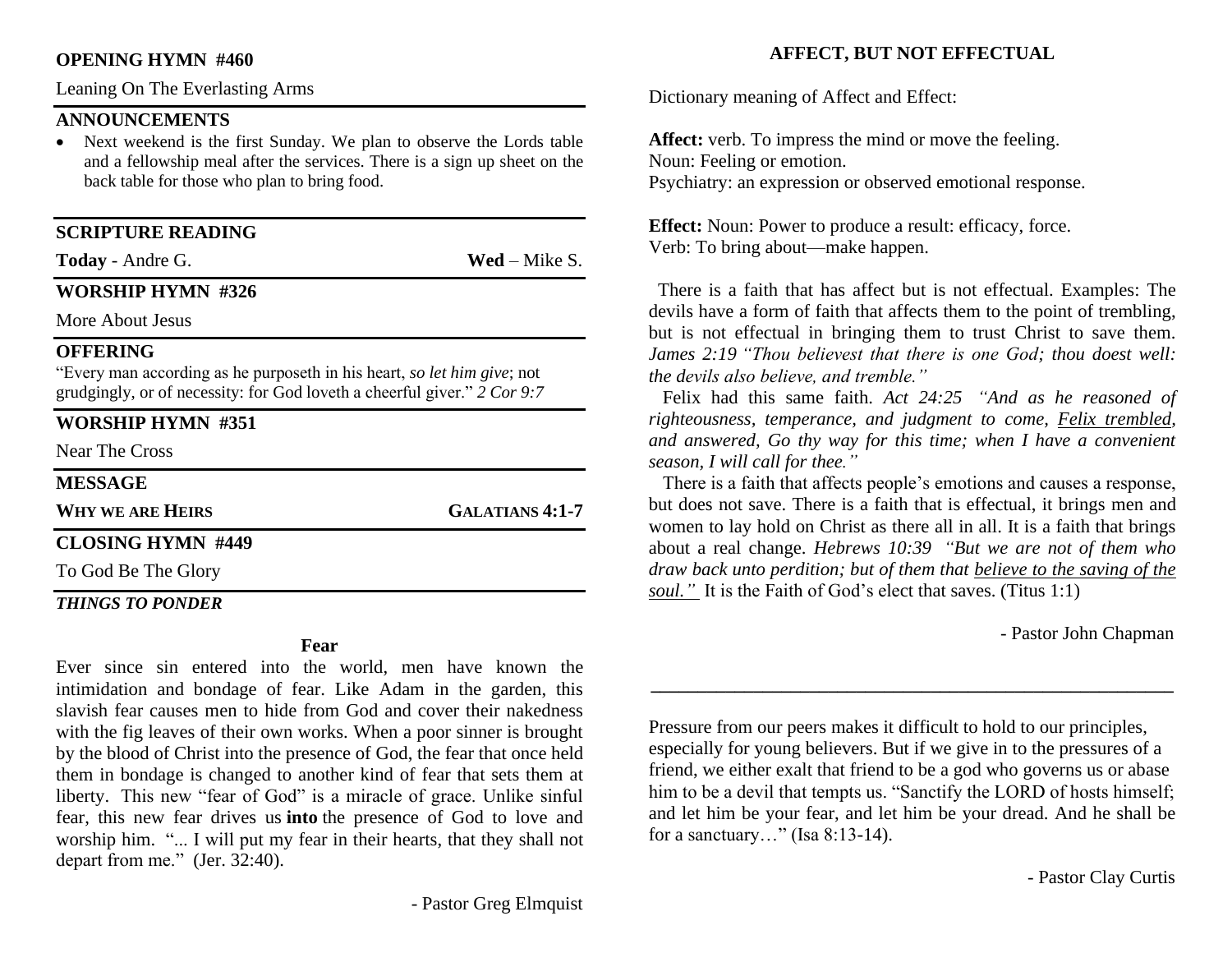**OPENING HYMN #460**

Leaning On The Everlasting Arms

**ANNOUNCEMENTS**

- Next weekend is the first Sunday. We plan to observe the Lords table and a fellowship meal after the services. There is a sign up sheet on the back table for those who plan to bring food.

**SCRIPTURE READING**

**Today** - Andre G. **Wed** – Mike S.

**WORSHIP HYMN #326**

More About Jesus

**OFFERING**

"Every man according as he purposeth in his heart, *so let him give*; not grudgingly, or of necessity: for God loveth a cheerful giver." *2 Cor 9:7*

**WORSHIP HYMN #351**

Near The Cross

**MESSAGE**

**WHY WE ARE HEIRS** **GALATIANS 4:1-7**

**CLOSING HYMN #449**

To God Be The Glory

***THINGS TO PONDER***

**Fear**

Ever since sin entered into the world, men have known the intimidation and bondage of fear. Like Adam in the garden, this slavish fear causes men to hide from God and cover their nakedness with the fig leaves of their own works. When a poor sinner is brought by the blood of Christ into the presence of God, the fear that once held them in bondage is changed to another kind of fear that sets them at liberty. This new "fear of God" is a miracle of grace. Unlike sinful fear, this new fear drives us **into** the presence of God to love and worship him. "... I will put my fear in their hearts, that they shall not depart from me." (Jer. 32:40).

- Pastor Greg Elmquist

**AFFECT, BUT NOT EFFECTUAL**

Dictionary meaning of Affect and Effect:

**Affect:** verb. To impress the mind or move the feeling.
Noun: Feeling or emotion.
Psychiatry: an expression or observed emotional response.

**Effect:** Noun: Power to produce a result: efficacy, force.
Verb: To bring about—make happen.

There is a faith that has affect but is not effectual. Examples: The devils have a form of faith that affects them to the point of trembling, but is not effectual in bringing them to trust Christ to save them. *James 2:19 "Thou believest that there is one God; thou doest well: the devils also believe, and tremble."*

Felix had this same faith. *Act 24:25 "And as he reasoned of righteousness, temperance, and judgment to come, Felix trembled, and answered, Go thy way for this time; when I have a convenient season, I will call for thee."*

There is a faith that affects people's emotions and causes a response, but does not save. There is a faith that is effectual, it brings men and women to lay hold on Christ as there all in all. It is a faith that brings about a real change. *Hebrews 10:39 "But we are not of them who draw back unto perdition; but of them that believe to the saving of the soul."* It is the Faith of God's elect that saves. (Titus 1:1)

- Pastor John Chapman

---

Pressure from our peers makes it difficult to hold to our principles, especially for young believers. But if we give in to the pressures of a friend, we either exalt that friend to be a god who governs us or abase him to be a devil that tempts us. "Sanctify the LORD of hosts himself; and let him be your fear, and let him be your dread. And he shall be for a sanctuary…" (Isa 8:13-14).

- Pastor Clay Curtis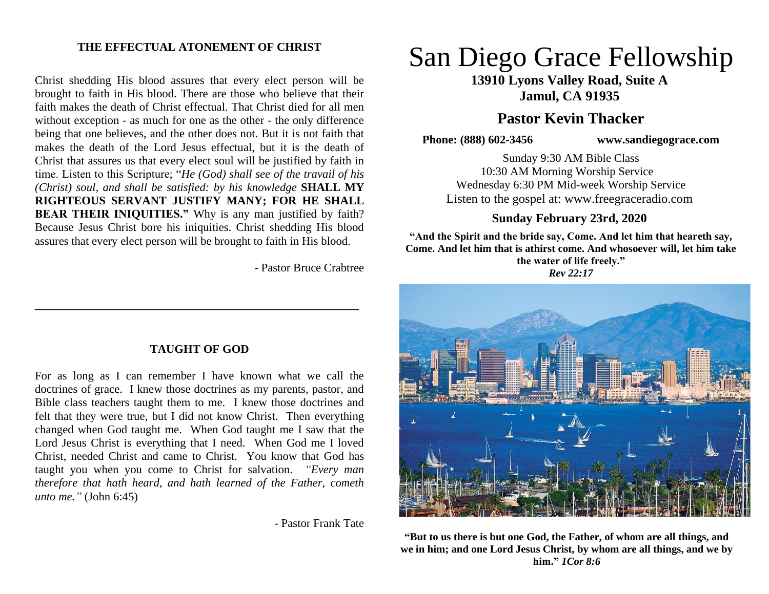## THE EFFECTUAL ATONEMENT OF CHRIST

Christ shedding His blood assures that every elect person will be brought to faith in His blood. There are those who believe that their faith makes the death of Christ effectual. That Christ died for all men without exception - as much for one as the other - the only difference being that one believes, and the other does not. But it is not faith that makes the death of the Lord Jesus effectual, but it is the death of Christ that assures us that every elect soul will be justified by faith in time. Listen to this Scripture; "*He (God) shall see of the travail of his (Christ) soul, and shall be satisfied: by his knowledge* **SHALL MY RIGHTEOUS SERVANT JUSTIFY MANY; FOR HE SHALL BEAR THEIR INIQUITIES."** Why is any man justified by faith? Because Jesus Christ bore his iniquities. Christ shedding His blood assures that every elect person will be brought to faith in His blood.

- Pastor Bruce Crabtree

---

## TAUGHT OF GOD

For as long as I can remember I have known what we call the doctrines of grace. I knew those doctrines as my parents, pastor, and Bible class teachers taught them to me. I knew those doctrines and felt that they were true, but I did not know Christ. Then everything changed when God taught me. When God taught me I saw that the Lord Jesus Christ is everything that I need. When God me I loved Christ, needed Christ and came to Christ. You know that God has taught you when you come to Christ for salvation. *"Every man therefore that hath heard, and hath learned of the Father, cometh unto me."* (John 6:45)

- Pastor Frank Tate

# San Diego Grace Fellowship

**13910 Lyons Valley Road, Suite A**
**Jamul, CA 91935**

## Pastor Kevin Thacker

**Phone: (888) 602-3456** **www.sandiegograce.com**

Sunday 9:30 AM Bible Class
10:30 AM Morning Worship Service
Wednesday 6:30 PM Mid-week Worship Service
Listen to the gospel at: www.freegraceradio.com

### Sunday February 23rd, 2020

**"And the Spirit and the bride say, Come. And let him that heareth say, Come. And let him that is athirst come. And whosoever will, let him take the water of life freely."**
***Rev 22:17***

**"But to us there is but one God, the Father, of whom are all things, and we in him; and one Lord Jesus Christ, by whom are all things, and we by him."** ***1Cor 8:6***